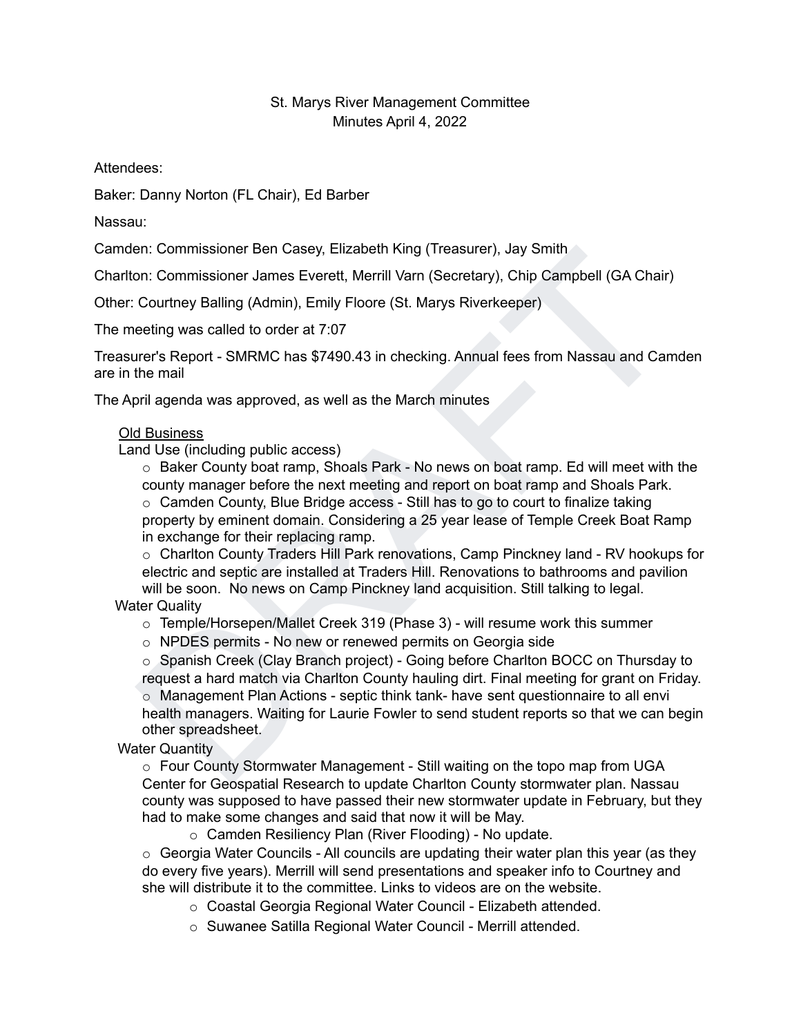St. Marys River Management Committee
Minutes April 4, 2022

Attendees:

Baker: Danny Norton (FL Chair), Ed Barber

Nassau:

Camden: Commissioner Ben Casey, Elizabeth King (Treasurer), Jay Smith

Charlton: Commissioner James Everett, Merrill Varn (Secretary), Chip Campbell (GA Chair)

Other: Courtney Balling (Admin), Emily Floore (St. Marys Riverkeeper)

The meeting was called to order at 7:07

Treasurer's Report - SMRMC has $7490.43 in checking. Annual fees from Nassau and Camden are in the mail

The April agenda was approved, as well as the March minutes

Old Business

Land Use (including public access)

- Baker County boat ramp, Shoals Park - No news on boat ramp. Ed will meet with the county manager before the next meeting and report on boat ramp and Shoals Park.
- Camden County, Blue Bridge access - Still has to go to court to finalize taking property by eminent domain. Considering a 25 year lease of Temple Creek Boat Ramp in exchange for their replacing ramp.
- Charlton County Traders Hill Park renovations, Camp Pinckney land - RV hookups for electric and septic are installed at Traders Hill. Renovations to bathrooms and pavilion will be soon. No news on Camp Pinckney land acquisition. Still talking to legal.

Water Quality

- Temple/Horsepen/Mallet Creek 319 (Phase 3) - will resume work this summer
- NPDES permits - No new or renewed permits on Georgia side
- Spanish Creek (Clay Branch project) - Going before Charlton BOCC on Thursday to request a hard match via Charlton County hauling dirt. Final meeting for grant on Friday.
- Management Plan Actions - septic think tank- have sent questionnaire to all envi health managers. Waiting for Laurie Fowler to send student reports so that we can begin other spreadsheet.

Water Quantity

- Four County Stormwater Management - Still waiting on the topo map from UGA Center for Geospatial Research to update Charlton County stormwater plan. Nassau county was supposed to have passed their new stormwater update in February, but they had to make some changes and said that now it will be May.
  - Camden Resiliency Plan (River Flooding) - No update.
- Georgia Water Councils - All councils are updating their water plan this year (as they do every five years). Merrill will send presentations and speaker info to Courtney and she will distribute it to the committee. Links to videos are on the website.
  - Coastal Georgia Regional Water Council - Elizabeth attended.
  - Suwanee Satilla Regional Water Council - Merrill attended.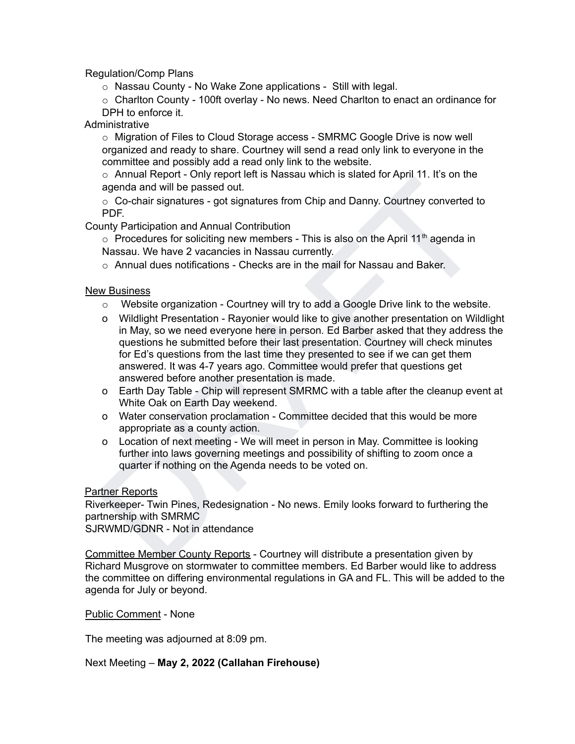Regulation/Comp Plans

- Nassau County - No Wake Zone applications - Still with legal.
- Charlton County - 100ft overlay - No news. Need Charlton to enact an ordinance for DPH to enforce it.

Administrative

- Migration of Files to Cloud Storage access - SMRMC Google Drive is now well organized and ready to share. Courtney will send a read only link to everyone in the committee and possibly add a read only link to the website.
- Annual Report - Only report left is Nassau which is slated for April 11. It's on the agenda and will be passed out.
- Co-chair signatures - got signatures from Chip and Danny. Courtney converted to PDF.

County Participation and Annual Contribution

- Procedures for soliciting new members - This is also on the April 11th agenda in Nassau. We have 2 vacancies in Nassau currently.
- Annual dues notifications - Checks are in the mail for Nassau and Baker.

New Business

- Website organization - Courtney will try to add a Google Drive link to the website.
- Wildlight Presentation - Rayonier would like to give another presentation on Wildlight in May, so we need everyone here in person. Ed Barber asked that they address the questions he submitted before their last presentation. Courtney will check minutes for Ed's questions from the last time they presented to see if we can get them answered. It was 4-7 years ago. Committee would prefer that questions get answered before another presentation is made.
- Earth Day Table - Chip will represent SMRMC with a table after the cleanup event at White Oak on Earth Day weekend.
- Water conservation proclamation - Committee decided that this would be more appropriate as a county action.
- Location of next meeting - We will meet in person in May. Committee is looking further into laws governing meetings and possibility of shifting to zoom once a quarter if nothing on the Agenda needs to be voted on.

Partner Reports

Riverkeeper- Twin Pines, Redesignation - No news. Emily looks forward to furthering the partnership with SMRMC

SJRWMD/GDNR - Not in attendance

Committee Member County Reports - Courtney will distribute a presentation given by Richard Musgrove on stormwater to committee members. Ed Barber would like to address the committee on differing environmental regulations in GA and FL. This will be added to the agenda for July or beyond.

Public Comment - None

The meeting was adjourned at 8:09 pm.

Next Meeting – **May 2, 2022 (Callahan Firehouse)**